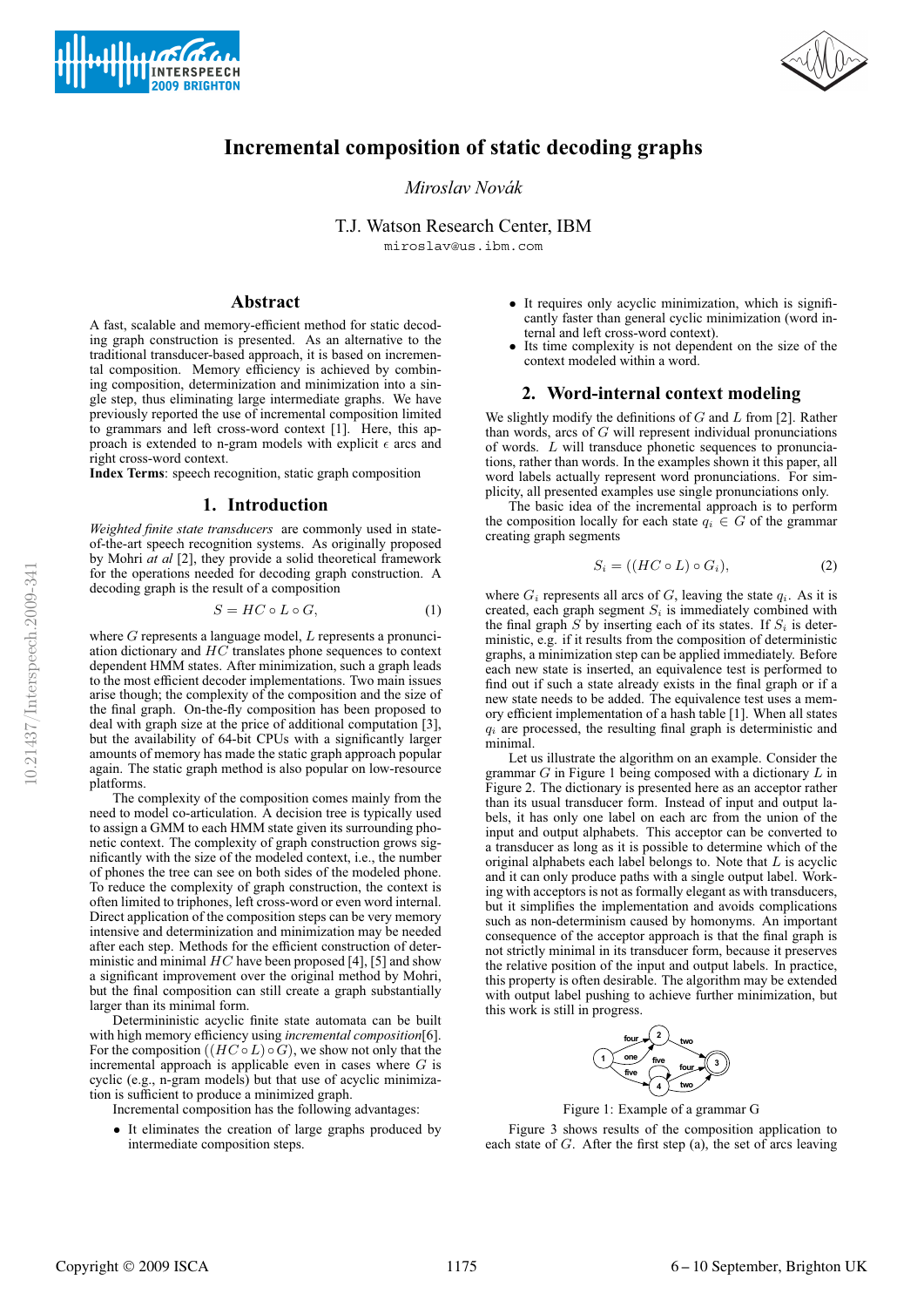# Incremental composition of static decoding graphs

*Miroslav Novák*

T.J. Watson Research Center, IBM

miroslav@us.ibm.com

## Abstract

A fast, scalable and memory-efficient method for static decoding graph construction is presented. As an alternative to the traditional transducer-based approach, it is based on incremental composition. Memory efficiency is achieved by combining composition, determinization and minimization into a single step, thus eliminating large intermediate graphs. We have previously reported the use of incremental composition limited to grammars and left cross-word context [1]. Here, this approach is extended to n-gram models with explicit $\epsilon$ arcs and right cross-word context.

**Index Terms**: speech recognition, static graph composition

## 1. Introduction

*Weighted finite state transducers* are commonly used in state-of-the-art speech recognition systems. As originally proposed by Mohri *at al* [2], they provide a solid theoretical framework for the operations needed for decoding graph construction. A decoding graph is the result of a composition

$$S = HC \circ L \circ G, \tag{1}$$

where $G$ represents a language model, $L$ represents a pronunciation dictionary and $HC$ translates phone sequences to context dependent HMM states. After minimization, such a graph leads to the most efficient decoder implementations. Two main issues arise though; the complexity of the composition and the size of the final graph. On-the-fly composition has been proposed to deal with graph size at the price of additional computation [3], but the availability of 64-bit CPUs with a significantly larger amounts of memory has made the static graph approach popular again. The static graph method is also popular on low-resource platforms.

The complexity of the composition comes mainly from the need to model co-articulation. A decision tree is typically used to assign a GMM to each HMM state given its surrounding phonetic context. The complexity of graph construction grows significantly with the size of the modeled context, i.e., the number of phones the tree can see on both sides of the modeled phone. To reduce the complexity of graph construction, the context is often limited to triphones, left cross-word or even word internal. Direct application of the composition steps can be very memory intensive and determinization and minimization may be needed after each step. Methods for the efficient construction of deterministic and minimal $HC$ have been proposed [4], [5] and show a significant improvement over the original method by Mohri, but the final composition can still create a graph substantially larger than its minimal form.

Determininistic acyclic finite state automata can be built with high memory efficiency using *incremental composition*[6]. For the composition $((HC \circ L) \circ G)$, we show not only that the incremental approach is applicable even in cases where $G$ is cyclic (e.g., n-gram models) but that use of acyclic minimization is sufficient to produce a minimized graph.

Incremental composition has the following advantages:

- It eliminates the creation of large graphs produced by intermediate composition steps.
- It requires only acyclic minimization, which is significantly faster than general cyclic minimization (word internal and left cross-word context).
- Its time complexity is not dependent on the size of the context modeled within a word.

## 2. Word-internal context modeling

We slightly modify the definitions of $G$ and $L$ from [2]. Rather than words, arcs of $G$ will represent individual pronunciations of words. $L$ will transduce phonetic sequences to pronunciations, rather than words. In the examples shown it this paper, all word labels actually represent word pronunciations. For simplicity, all presented examples use single pronunciations only.

The basic idea of the incremental approach is to perform the composition locally for each state $q_i \in G$ of the grammar creating graph segments

$$S_i = ((HC \circ L) \circ G_i), \tag{2}$$

where $G_i$ represents all arcs of $G$, leaving the state $q_i$. As it is created, each graph segment $S_i$ is immediately combined with the final graph $S$ by inserting each of its states. If $S_i$ is deterministic, e.g. if it results from the composition of deterministic graphs, a minimization step can be applied immediately. Before each new state is inserted, an equivalence test is performed to find out if such a state already exists in the final graph or if a new state needs to be added. The equivalence test uses a memory efficient implementation of a hash table [1]. When all states $q_i$ are processed, the resulting final graph is deterministic and minimal.

Let us illustrate the algorithm on an example. Consider the grammar $G$ in Figure 1 being composed with a dictionary $L$ in Figure 2. The dictionary is presented here as an acceptor rather than its usual transducer form. Instead of input and output labels, it has only one label on each arc from the union of the input and output alphabets. This acceptor can be converted to a transducer as long as it is possible to determine which of the original alphabets each label belongs to. Note that $L$ is acyclic and it can only produce paths with a single output label. Working with acceptors is not as formally elegant as with transducers, but it simplifies the implementation and avoids complications such as non-determinism caused by homonyms. An important consequence of the acceptor approach is that the final graph is not strictly minimal in its transducer form, because it preserves the relative position of the input and output labels. In practice, this property is often desirable. The algorithm may be extended with output label pushing to achieve further minimization, but this work is still in progress.

Figure 1: Example of a grammar G

Figure 3 shows results of the composition application to each state of $G$. After the first step (a), the set of arcs leaving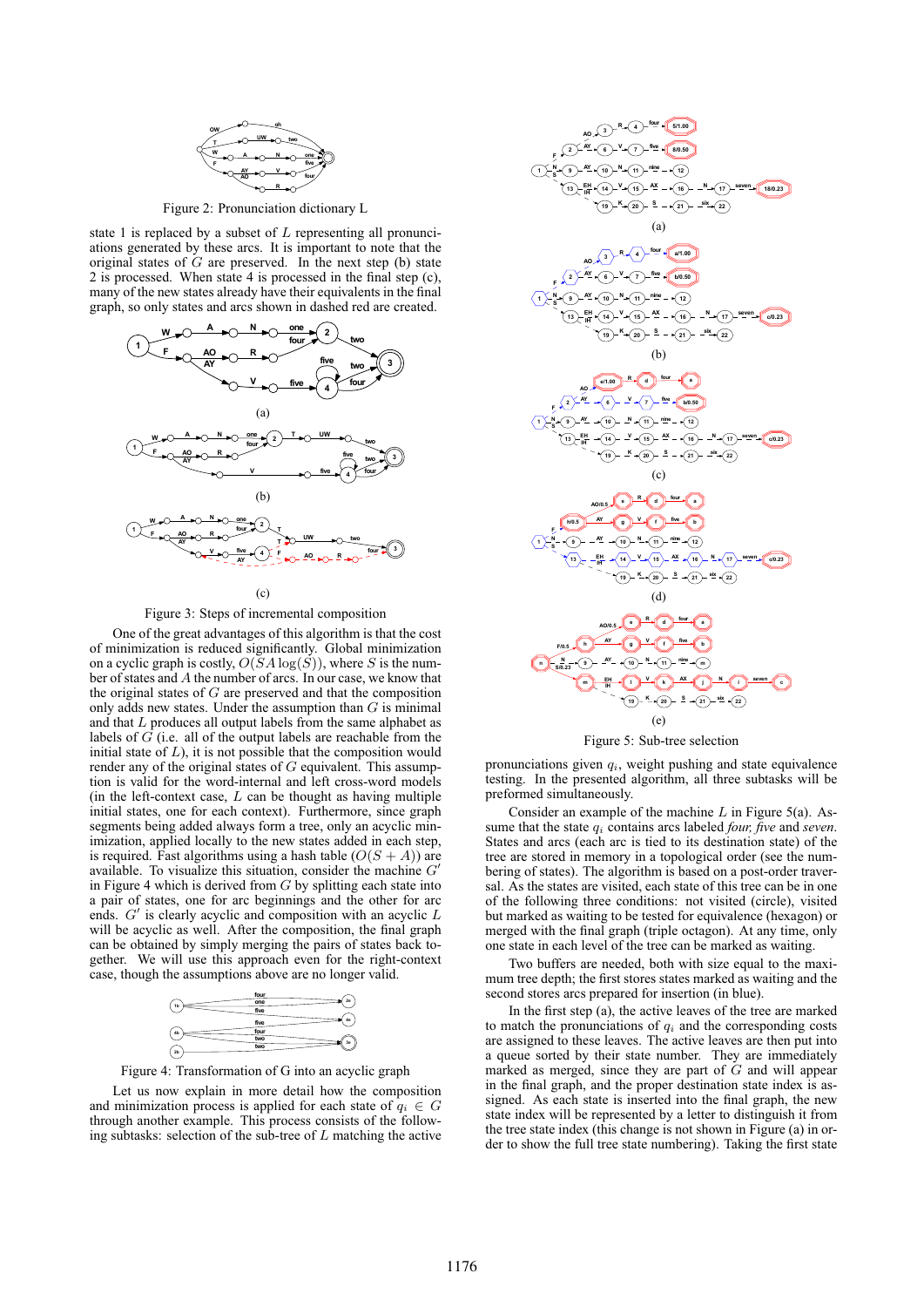Figure 2: Pronunciation dictionary L

state 1 is replaced by a subset of $L$ representing all pronunciations generated by these arcs. It is important to note that the original states of $G$ are preserved. In the next step (b) state 2 is processed. When state 4 is processed in the final step (c), many of the new states already have their equivalents in the final graph, so only states and arcs shown in dashed red are created.

(a)

(b)

(c)

Figure 3: Steps of incremental composition

One of the great advantages of this algorithm is that the cost of minimization is reduced significantly. Global minimization on a cyclic graph is costly, $O(SA\log(S))$, where $S$ is the number of states and $A$ the number of arcs. In our case, we know that the original states of $G$ are preserved and that the composition only adds new states. Under the assumption than $G$ is minimal and that $L$ produces all output labels from the same alphabet as labels of $G$ (i.e. all of the output labels are reachable from the initial state of $L$), it is not possible that the composition would render any of the original states of $G$ equivalent. This assumption is valid for the word-internal and left cross-word models (in the left-context case, $L$ can be thought as having multiple initial states, one for each context). Furthermore, since graph segments being added always form a tree, only an acyclic minimization, applied locally to the new states added in each step, is required. Fast algorithms using a hash table ($O(S + A)$) are available. To visualize this situation, consider the machine $G'$ in Figure 4 which is derived from $G$ by splitting each state into a pair of states, one for arc beginnings and the other for arc ends. $G'$ is clearly acyclic and composition with an acyclic $L$ will be acyclic as well. After the composition, the final graph can be obtained by simply merging the pairs of states back together. We will use this approach even for the right-context case, though the assumptions above are no longer valid.

Figure 4: Transformation of G into an acyclic graph

Let us now explain in more detail how the composition and minimization process is applied for each state of $q_i \in G$ through another example. This process consists of the following subtasks: selection of the sub-tree of $L$ matching the active

(a)

(b)

(c)

(d)

(e)

Figure 5: Sub-tree selection

pronunciations given $q_i$, weight pushing and state equivalence testing. In the presented algorithm, all three subtasks will be preformed simultaneously.

Consider an example of the machine $L$ in Figure 5(a). Assume that the state $q_i$ contains arcs labeled *four, five* and *seven*. States and arcs (each arc is tied to its destination state) of the tree are stored in memory in a topological order (see the numbering of states). The algorithm is based on a post-order traversal. As the states are visited, each state of this tree can be in one of the following three conditions: not visited (circle), visited but marked as waiting to be tested for equivalence (hexagon) or merged with the final graph (triple octagon). At any time, only one state in each level of the tree can be marked as waiting.

Two buffers are needed, both with size equal to the maximum tree depth; the first stores states marked as waiting and the second stores arcs prepared for insertion (in blue).

In the first step (a), the active leaves of the tree are marked to match the pronunciations of $q_i$ and the corresponding costs are assigned to these leaves. The active leaves are then put into a queue sorted by their state number. They are immediately marked as merged, since they are part of $G$ and will appear in the final graph, and the proper destination state index is assigned. As each state is inserted into the final graph, the new state index will be represented by a letter to distinguish it from the tree state index (this change is not shown in Figure (a) in order to show the full tree state numbering). Taking the first state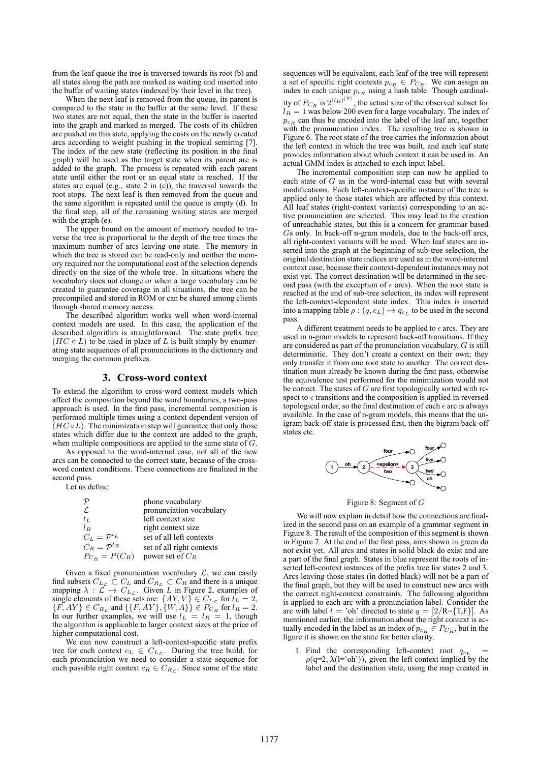from the leaf queue the tree is traversed towards its root (b) and all states along the path are marked as waiting and inserted into the buffer of waiting states (indexed by their level in the tree).

When the next leaf is removed from the queue, its parent is compared to the state in the buffer at the same level. If these two states are not equal, then the state in the buffer is inserted into the graph and marked as merged. The costs of its children are pushed on this state, applying the costs on the newly created arcs according to weight pushing in the tropical semiring [7]. The index of the new state (reflecting its position in the final graph) will be used as the target state when its parent arc is added to the graph. The process is repeated with each parent state until either the root or an equal state is reached. If the states are equal (e.g., state 2 in (c)), the traversal towards the root stops. The next leaf is then removed from the queue and the same algorithm is repeated until the queue is empty (d). In the final step, all of the remaining waiting states are merged with the graph (e).

The upper bound on the amount of memory needed to traverse the tree is proportional to the depth of the tree times the maximum number of arcs leaving one state. The memory in which the tree is stored can be read-only and neither the memory required nor the computational cost of the selection depends directly on the size of the whole tree. In situations where the vocabulary does not change or when a large vocabulary can be created to guarantee coverage in all situations, the tree can be precompiled and stored in ROM or can be shared among clients through shared memory access.

The described algorithm works well when word-internal context models are used. In this case, the application of the described algorithm is straightforward. The state prefix tree $(HC \circ L)$ to be used in place of $L$ is built simply by enumerating state sequences of all pronunciations in the dictionary and merging the common prefixes.

## 3. Cross-word context

To extend the algorithm to cross-word context models which affect the composition beyond the word boundaries, a two-pass approach is used. In the first pass, incremental composition is performed multiple times using a context dependent version of $(HC \circ L)$. The minimization step will guarantee that only those states which differ due to the context are added to the graph, when multiple compositions are applied to the same state of $G$.

As opposed to the word-internal case, not all of the new arcs can be connected to the correct state, because of the cross-word context conditions. These connections are finalized in the second pass.

Let us define:

| | |
|---|---|
| $\mathcal{P}$ | phone vocabulary |
| $\mathcal{L}$ | pronunciation vocabulary |
| $l_L$ | left context size |
| $l_R$ | right context size |
| $C_L = \mathcal{P}^{l_L}$ | set of all left contexts |
| $C_R = \mathcal{P}^{l_R}$ | set of all right contexts |
| $P_{C_R} = P(C_R)$ | power set of $C_R$ |

Given a fixed pronunciation vocabulary $\mathcal{L}$, we can easily find subsets $C_{L_\mathcal{L}} \subset C_L$ and $C_{R_\mathcal{L}} \subset C_R$ and there is a unique mapping $\lambda : \mathcal{L} \mapsto C_{L_\mathcal{L}}$. Given $L$ in Figure 2, examples of single elements of these sets are: $\{AY, V\} \in C_{L_\mathcal{L}}$ for $l_L = 2$, $\{F, AY\} \in C_{R_\mathcal{L}}$ and $\{\{F, AY\}, \{W, A\}\} \in P_{C_R}$ for $l_R = 2$. In our further examples, we will use $l_L = l_R = 1$, though the algorithm is applicable to larger context sizes at the price of higher computational cost.

We can now construct a left-context-specific state prefix tree for each context $c_L \in C_{L_\mathcal{L}}$. During the tree build, for each pronunciation we need to consider a state sequence for each possible right context $c_R \in C_{R_\mathcal{L}}$. Since some of the state sequences will be equivalent, each leaf of the tree will represent a set of specific right contexts $p_{c_R} \in P_{C_R}$. We can assign an index to each unique $p_{c_R}$ using a hash table. Though cardinality of $P_{C_R}$ is $2^{(l_R)^{|\mathcal{P}|}}$, the actual size of the observed subset for $l_R = 1$ was below 200 even for a large vocabulary. The index of $p_{c_R}$ can thus be encoded into the label of the leaf arc, together with the pronunciation index. The resulting tree is shown in Figure 6. The root state of the tree carries the information about the left context in which the tree was built, and each leaf state provides information about which context it can be used in. An actual GMM index is attached to each input label.

The incremental composition step can now be applied to each state of $G$ as in the word-internal case but with several modifications. Each left-context-specific instance of the tree is applied only to those states which are affected by this context. All leaf states (right-context variants) corresponding to an active pronunciation are selected. This may lead to the creation of unreachable states, but this is a concern for grammar based $G$s only. In back-off n-gram models, due to the back-off arcs, all right-context variants will be used. When leaf states are inserted into the graph at the beginning of sub-tree selection, the original destination state indices are used as in the word-internal context case, because their context-dependent instances may not exist yet. The correct destination will be determined in the second pass (with the exception of $\epsilon$ arcs). When the root state is reached at the end of sub-tree selection, its index will represent the left-context-dependent state index. This index is inserted into a mapping table $\rho : (q, c_L) \mapsto q_{c_L}$ to be used in the second pass.

A different treatment needs to be applied to $\epsilon$ arcs. They are used in n-gram models to represent back-off transitions. If they are considered as part of the pronunciation vocabulary, $G$ is still deterministic. They don't create a context on their own; they only transfer it from one root state to another. The correct destination must already be known during the first pass, otherwise the equivalence test performed for the minimization would not be correct. The states of $G$ are first topologically sorted with respect to $\epsilon$ transitions and the composition is applied in reversed topological order, so the final destination of each $\epsilon$ arc is always available. In the case of n-gram models, this means that the unigram back-off state is processed first, then the bigram back-off states etc.

Figure 8: Segment of $G$

We will now explain in detail how the connections are finalized in the second pass on an example of a grammar segment in Figure 8. The result of the composition of this segment is shown in Figure 7. At the end of the first pass, arcs shown in green do not exist yet. All arcs and states in solid black do exist and are a part of the final graph. States in blue represent the roots of inserted left-context instances of the prefix tree for states 2 and 3. Arcs leaving those states (in dotted black) will not be a part of the final graph, but they will be used to construct new arcs with the correct right-context constraints. The following algorithm is applied to each arc with a pronunciation label. Consider the arc with label $l$ = 'oh' directed to state $q$ = [2/R={T,F}]. As mentioned earlier, the information about the right context is actually encoded in the label as an index of $p_{c_R} \in P_{C_R}$, but in the figure it is shown on the state for better clarity.

1. Find the corresponding left-context root $q_{c_L}$ = $\rho$(q=2, $\lambda$(l='oh')), given the left context implied by the label and the destination state, using the map created in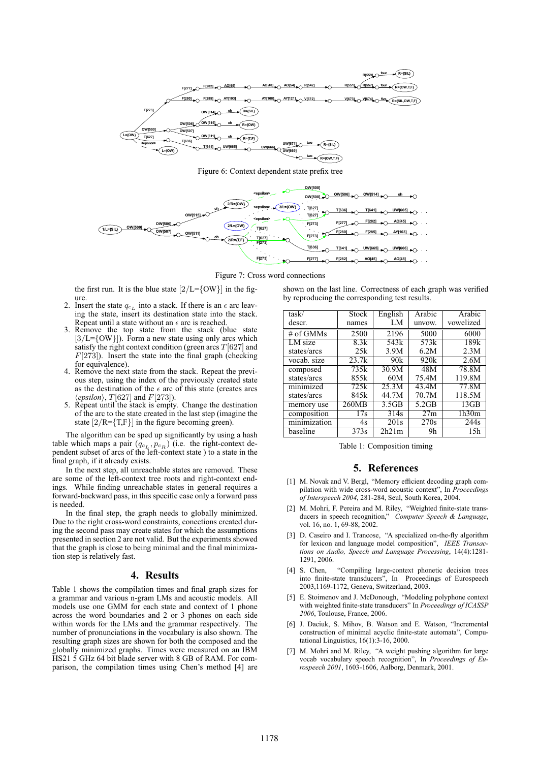Figure 6: Context dependent state prefix tree

Figure 7: Cross word connections

the first run. It is the blue state [2/L={OW}] in the figure.

2. Insert the state $q_{c_L}$ into a stack. If there is an $\epsilon$ arc leaving the state, insert its destination state into the stack. Repeat until a state without an $\epsilon$ arc is reached.
3. Remove the top state from the stack (blue state [3/L={OW}]). Form a new state using only arcs which satisfy the right context condition (green arcs $T[627]$ and $F[273]$). Insert the state into the final graph (checking for equivalence).
4. Remove the next state from the stack. Repeat the previous step, using the index of the previously created state as the destination of the $\epsilon$ arc of this state (creates arcs $\langle epsilon \rangle$, $T[627]$ and $F[273]$).
5. Repeat until the stack is empty. Change the destination of the arc to the state created in the last step (imagine the state [2/R={T,F}] in the figure becoming green).

The algorithm can be sped up significantly by using a hash table which maps a pair $(q_{c_L}, p_{c_R})$ (i.e. the right-context dependent subset of arcs of the left-context state ) to a state in the final graph, if it already exists.

In the next step, all unreachable states are removed. These are some of the left-context tree roots and right-context endings. While finding unreachable states in general requires a forward-backward pass, in this specific case only a forward pass is needed.

In the final step, the graph needs to globally minimized. Due to the right cross-word constraints, conections created during the second pass may create states for which the assumptions presented in section 2 are not valid. But the experiments showed that the graph is close to being minimal and the final minimization step is relatively fast.

## 4. Results

Table 1 shows the compilation times and final graph sizes for a grammar and various n-gram LMs and acoustic models. All models use one GMM for each state and context of 1 phone across the word boundaries and 2 or 3 phones on each side within words for the LMs and the grammar respectively. The number of pronunciations in the vocabulary is also shown. The resulting graph sizes are shown for both the composed and the globally minimized graphs. Times were measured on an IBM HS21 5 GHz 64 bit blade server with 8 GB of RAM. For comparison, the compilation times using Chen's method [4] are shown on the last line. Correctness of each graph was verified by reproducing the corresponding test results.

| task/ descr. | Stock names | English LM | Arabic unvow. | Arabic vowelized |
|---|---|---|---|---|
| # of GMMs | 2500 | 2196 | 5000 | 6000 |
| LM size states/arcs | 8.3k 25k | 543k 3.9M | 573k 6.2M | 189k 2.3M |
| vocab. size | 23.7k | 90k | 920k | 2.6M |
| composed states/arcs | 735k 855k | 30.9M 60M | 48M 75.4M | 78.8M 119.8M |
| minimized states/arcs | 725k 845k | 25.3M 44.7M | 43.4M 70.7M | 77.8M 118.5M |
| memory use | 260MB | 3.5GB | 5.2GB | 13GB |
| composition | 17s | 314s | 27m | 1h30m |
| minimization | 4s | 201s | 270s | 244s |
| baseline | 373s | 2h21m | 9h | 15h |

Table 1: Composition timing

## 5. References

[1] M. Novak and V. Bergl, "Memory efficient decoding graph compilation with wide cross-word acoustic context", In *Proceedings of Interspeech 2004*, 281-284, Seul, South Korea, 2004.

[2] M. Mohri, F. Pereira and M. Riley, "Weighted finite-state transducers in speech recognition," *Computer Speech & Language*, vol. 16, no. 1, 69-88, 2002.

[3] D. Caseiro and I. Trancose, "A specialized on-the-fly algorithm for lexicon and language model composition", *IEEE Transactions on Audio, Speech and Language Processing*, 14(4):1281-1291, 2006.

[4] S. Chen, "Compiling large-context phonetic decision trees into finite-state transducers", In Proceedings of Eurospeech 2003,1169-1172, Geneva, Switzerland, 2003.

[5] E. Stoimenov and J. McDonough, "Modeling polyphone context with weighted finite-state transducers" In *Proceedings of ICASSP 2006*, Toulouse, France, 2006.

[6] J. Daciuk, S. Mihov, B. Watson and E. Watson, "Incremental construction of minimal acyclic finite-state automata", Computational Linguistics, 16(1):3-16, 2000.

[7] M. Mohri and M. Riley, "A weight pushing algorithm for large vocab vocabulary speech recognition", In *Proceedings of Eurospeech 2001*, 1603-1606, Aalborg, Denmark, 2001.